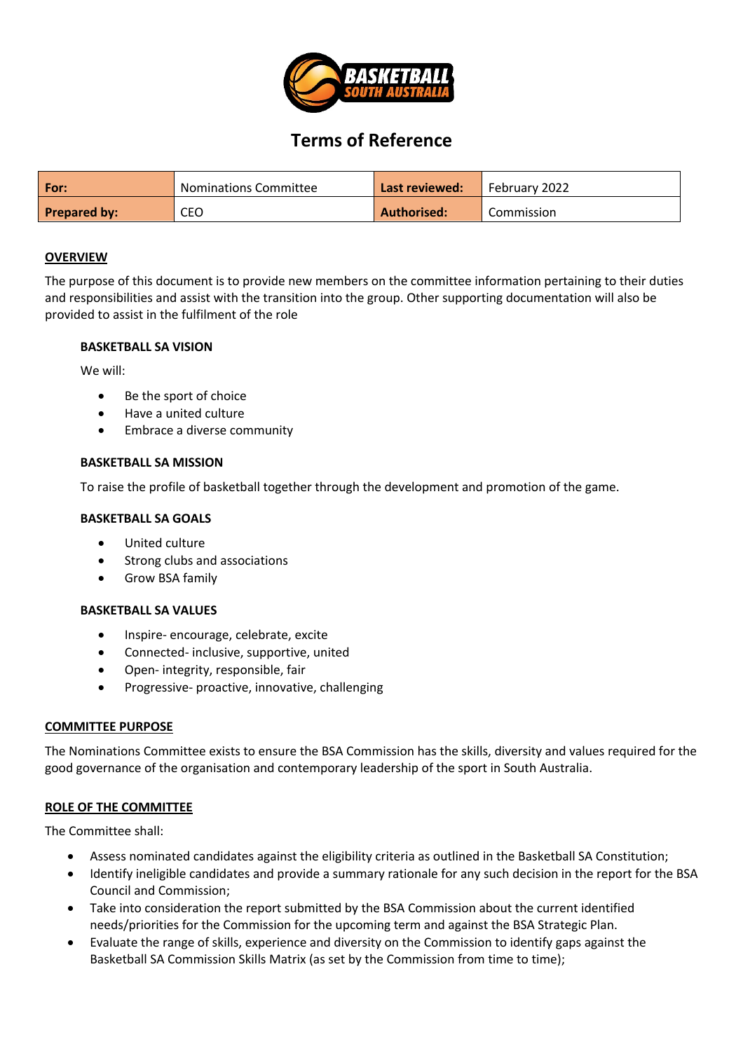# Terms of Reference

| For: | Nominations Committee | Last reviewed: | February 2022 |
|---|---|---|---|
| Prepared by: | CEO | Authorised: | Commission |

## OVERVIEW

The purpose of this document is to provide new members on the committee information pertaining to their duties and responsibilities and assist with the transition into the group. Other supporting documentation will also be provided to assist in the fulfilment of the role

### BASKETBALL SA VISION

We will:

- Be the sport of choice
- Have a united culture
- Embrace a diverse community

### BASKETBALL SA MISSION

To raise the profile of basketball together through the development and promotion of the game.

### BASKETBALL SA GOALS

- United culture
- Strong clubs and associations
- Grow BSA family

### BASKETBALL SA VALUES

- Inspire- encourage, celebrate, excite
- Connected- inclusive, supportive, united
- Open- integrity, responsible, fair
- Progressive- proactive, innovative, challenging

## COMMITTEE PURPOSE

The Nominations Committee exists to ensure the BSA Commission has the skills, diversity and values required for the good governance of the organisation and contemporary leadership of the sport in South Australia.

## ROLE OF THE COMMITTEE

The Committee shall:

- Assess nominated candidates against the eligibility criteria as outlined in the Basketball SA Constitution;
- Identify ineligible candidates and provide a summary rationale for any such decision in the report for the BSA Council and Commission;
- Take into consideration the report submitted by the BSA Commission about the current identified needs/priorities for the Commission for the upcoming term and against the BSA Strategic Plan.
- Evaluate the range of skills, experience and diversity on the Commission to identify gaps against the Basketball SA Commission Skills Matrix (as set by the Commission from time to time);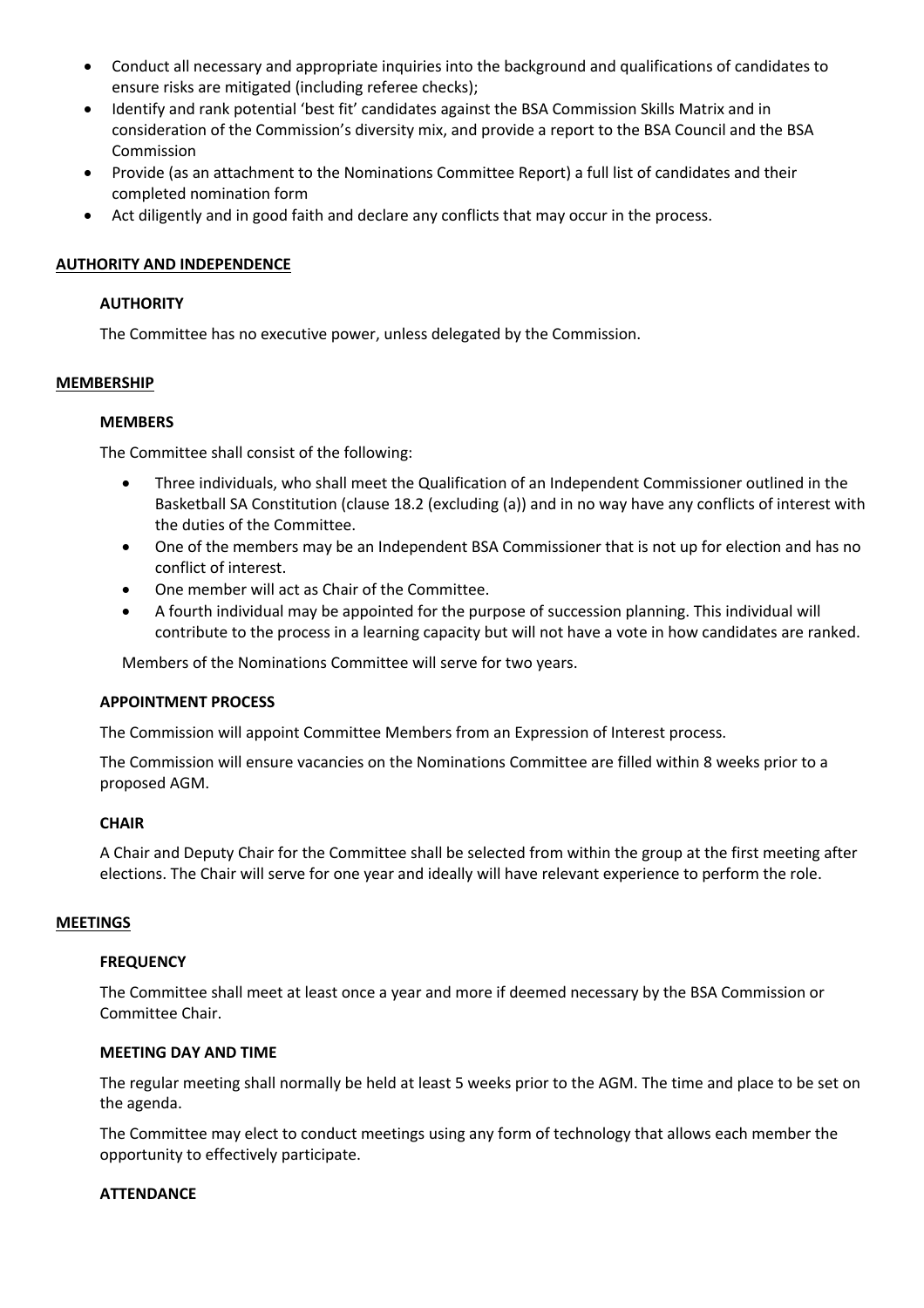- Conduct all necessary and appropriate inquiries into the background and qualifications of candidates to ensure risks are mitigated (including referee checks);
- Identify and rank potential 'best fit' candidates against the BSA Commission Skills Matrix and in consideration of the Commission's diversity mix, and provide a report to the BSA Council and the BSA Commission
- Provide (as an attachment to the Nominations Committee Report) a full list of candidates and their completed nomination form
- Act diligently and in good faith and declare any conflicts that may occur in the process.

## AUTHORITY AND INDEPENDENCE

### AUTHORITY

The Committee has no executive power, unless delegated by the Commission.

## MEMBERSHIP

### MEMBERS

The Committee shall consist of the following:

- Three individuals, who shall meet the Qualification of an Independent Commissioner outlined in the Basketball SA Constitution (clause 18.2 (excluding (a)) and in no way have any conflicts of interest with the duties of the Committee.
- One of the members may be an Independent BSA Commissioner that is not up for election and has no conflict of interest.
- One member will act as Chair of the Committee.
- A fourth individual may be appointed for the purpose of succession planning. This individual will contribute to the process in a learning capacity but will not have a vote in how candidates are ranked.

Members of the Nominations Committee will serve for two years.

### APPOINTMENT PROCESS

The Commission will appoint Committee Members from an Expression of Interest process.

The Commission will ensure vacancies on the Nominations Committee are filled within 8 weeks prior to a proposed AGM.

### CHAIR

A Chair and Deputy Chair for the Committee shall be selected from within the group at the first meeting after elections. The Chair will serve for one year and ideally will have relevant experience to perform the role.

## MEETINGS

### FREQUENCY

The Committee shall meet at least once a year and more if deemed necessary by the BSA Commission or Committee Chair.

### MEETING DAY AND TIME

The regular meeting shall normally be held at least 5 weeks prior to the AGM. The time and place to be set on the agenda.

The Committee may elect to conduct meetings using any form of technology that allows each member the opportunity to effectively participate.

### ATTENDANCE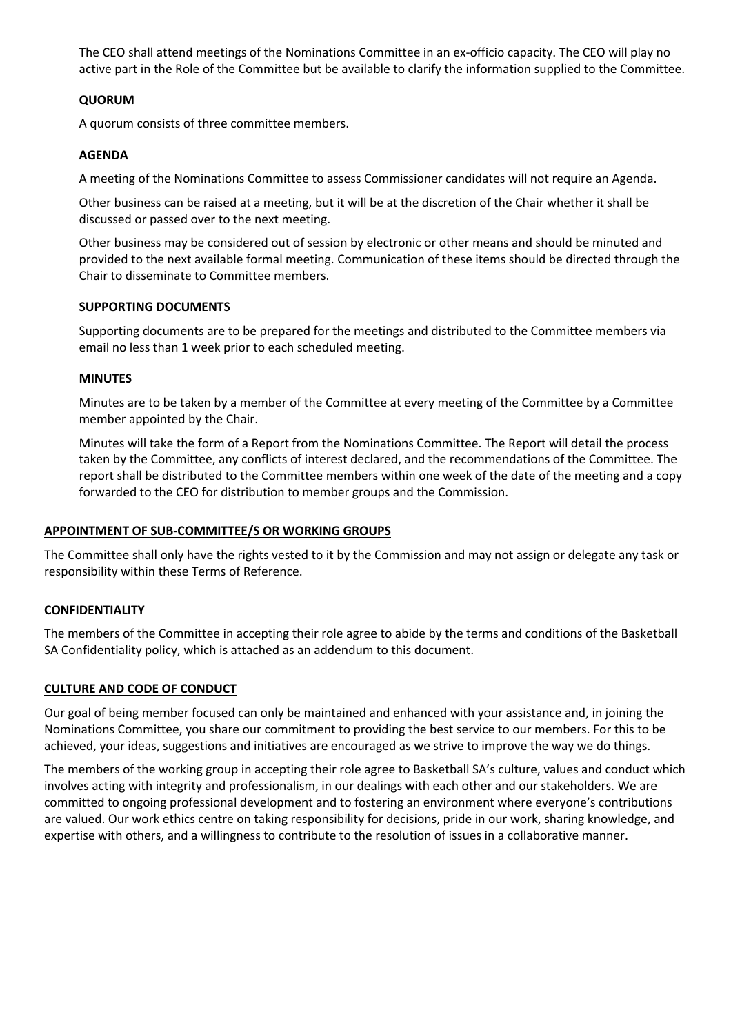The CEO shall attend meetings of the Nominations Committee in an ex-officio capacity. The CEO will play no active part in the Role of the Committee but be available to clarify the information supplied to the Committee.

**QUORUM**

A quorum consists of three committee members.

**AGENDA**

A meeting of the Nominations Committee to assess Commissioner candidates will not require an Agenda.

Other business can be raised at a meeting, but it will be at the discretion of the Chair whether it shall be discussed or passed over to the next meeting.

Other business may be considered out of session by electronic or other means and should be minuted and provided to the next available formal meeting. Communication of these items should be directed through the Chair to disseminate to Committee members.

**SUPPORTING DOCUMENTS**

Supporting documents are to be prepared for the meetings and distributed to the Committee members via email no less than 1 week prior to each scheduled meeting.

**MINUTES**

Minutes are to be taken by a member of the Committee at every meeting of the Committee by a Committee member appointed by the Chair.

Minutes will take the form of a Report from the Nominations Committee. The Report will detail the process taken by the Committee, any conflicts of interest declared, and the recommendations of the Committee. The report shall be distributed to the Committee members within one week of the date of the meeting and a copy forwarded to the CEO for distribution to member groups and the Commission.

## APPOINTMENT OF SUB-COMMITTEE/S OR WORKING GROUPS

The Committee shall only have the rights vested to it by the Commission and may not assign or delegate any task or responsibility within these Terms of Reference.

## CONFIDENTIALITY

The members of the Committee in accepting their role agree to abide by the terms and conditions of the Basketball SA Confidentiality policy, which is attached as an addendum to this document.

## CULTURE AND CODE OF CONDUCT

Our goal of being member focused can only be maintained and enhanced with your assistance and, in joining the Nominations Committee, you share our commitment to providing the best service to our members. For this to be achieved, your ideas, suggestions and initiatives are encouraged as we strive to improve the way we do things.

The members of the working group in accepting their role agree to Basketball SA's culture, values and conduct which involves acting with integrity and professionalism, in our dealings with each other and our stakeholders. We are committed to ongoing professional development and to fostering an environment where everyone's contributions are valued. Our work ethics centre on taking responsibility for decisions, pride in our work, sharing knowledge, and expertise with others, and a willingness to contribute to the resolution of issues in a collaborative manner.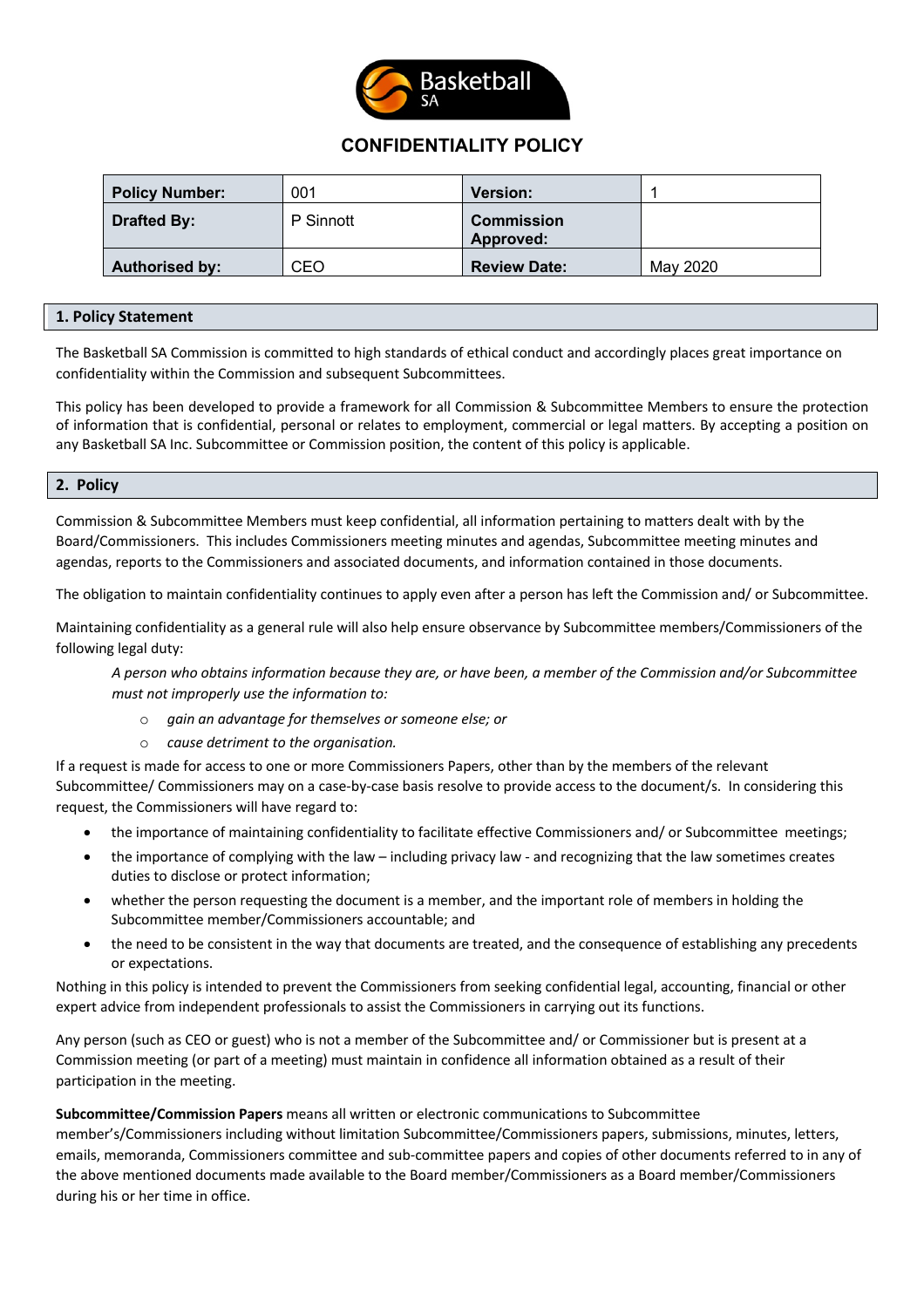# CONFIDENTIALITY POLICY

| | | | |
|---|---|---|---|
| **Policy Number:** | 001 | **Version:** | 1 |
| **Drafted By:** | P Sinnott | **Commission Approved:** | |
| **Authorised by:** | CEO | **Review Date:** | May 2020 |

## 1. Policy Statement

The Basketball SA Commission is committed to high standards of ethical conduct and accordingly places great importance on confidentiality within the Commission and subsequent Subcommittees.

This policy has been developed to provide a framework for all Commission & Subcommittee Members to ensure the protection of information that is confidential, personal or relates to employment, commercial or legal matters. By accepting a position on any Basketball SA Inc. Subcommittee or Commission position, the content of this policy is applicable.

## 2. Policy

Commission & Subcommittee Members must keep confidential, all information pertaining to matters dealt with by the Board/Commissioners. This includes Commissioners meeting minutes and agendas, Subcommittee meeting minutes and agendas, reports to the Commissioners and associated documents, and information contained in those documents.

The obligation to maintain confidentiality continues to apply even after a person has left the Commission and/ or Subcommittee.

Maintaining confidentiality as a general rule will also help ensure observance by Subcommittee members/Commissioners of the following legal duty:

*A person who obtains information because they are, or have been, a member of the Commission and/or Subcommittee must not improperly use the information to:*

- *gain an advantage for themselves or someone else; or*
- *cause detriment to the organisation.*

If a request is made for access to one or more Commissioners Papers, other than by the members of the relevant Subcommittee/ Commissioners may on a case-by-case basis resolve to provide access to the document/s. In considering this request, the Commissioners will have regard to:

- the importance of maintaining confidentiality to facilitate effective Commissioners and/ or Subcommittee meetings;
- the importance of complying with the law – including privacy law - and recognizing that the law sometimes creates duties to disclose or protect information;
- whether the person requesting the document is a member, and the important role of members in holding the Subcommittee member/Commissioners accountable; and
- the need to be consistent in the way that documents are treated, and the consequence of establishing any precedents or expectations.

Nothing in this policy is intended to prevent the Commissioners from seeking confidential legal, accounting, financial or other expert advice from independent professionals to assist the Commissioners in carrying out its functions.

Any person (such as CEO or guest) who is not a member of the Subcommittee and/ or Commissioner but is present at a Commission meeting (or part of a meeting) must maintain in confidence all information obtained as a result of their participation in the meeting.

**Subcommittee/Commission Papers** means all written or electronic communications to Subcommittee member's/Commissioners including without limitation Subcommittee/Commissioners papers, submissions, minutes, letters, emails, memoranda, Commissioners committee and sub-committee papers and copies of other documents referred to in any of the above mentioned documents made available to the Board member/Commissioners as a Board member/Commissioners during his or her time in office.